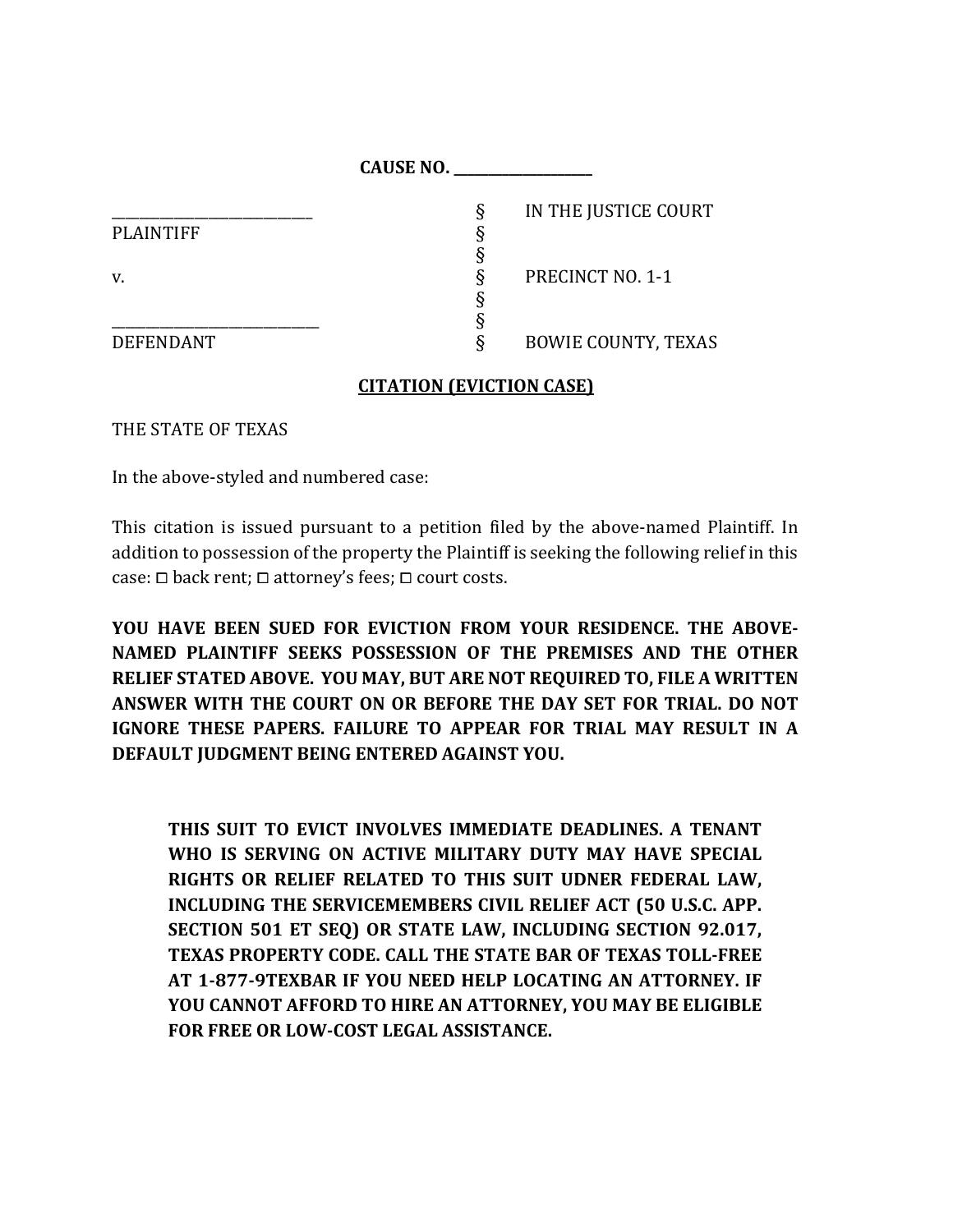**CAUSE NO. ___________________**

| | | |
|---|---|---|
| ___________________________ | § | IN THE JUSTICE COURT |
| PLAINTIFF | § | |
| | § | |
| v. | § | PRECINCT NO. 1-1 |
| | § | |
| ___________________________ | § | |
| DEFENDANT | § | BOWIE COUNTY, TEXAS |

**CITATION (EVICTION CASE)**

THE STATE OF TEXAS

In the above-styled and numbered case:

This citation is issued pursuant to a petition filed by the above-named Plaintiff. In addition to possession of the property the Plaintiff is seeking the following relief in this case: ☐ back rent; ☐ attorney's fees; ☐ court costs.

**YOU HAVE BEEN SUED FOR EVICTION FROM YOUR RESIDENCE. THE ABOVE-NAMED PLAINTIFF SEEKS POSSESSION OF THE PREMISES AND THE OTHER RELIEF STATED ABOVE. YOU MAY, BUT ARE NOT REQUIRED TO, FILE A WRITTEN ANSWER WITH THE COURT ON OR BEFORE THE DAY SET FOR TRIAL. DO NOT IGNORE THESE PAPERS. FAILURE TO APPEAR FOR TRIAL MAY RESULT IN A DEFAULT JUDGMENT BEING ENTERED AGAINST YOU.**

> **THIS SUIT TO EVICT INVOLVES IMMEDIATE DEADLINES. A TENANT WHO IS SERVING ON ACTIVE MILITARY DUTY MAY HAVE SPECIAL RIGHTS OR RELIEF RELATED TO THIS SUIT UDNER FEDERAL LAW, INCLUDING THE SERVICEMEMBERS CIVIL RELIEF ACT (50 U.S.C. APP. SECTION 501 ET SEQ) OR STATE LAW, INCLUDING SECTION 92.017, TEXAS PROPERTY CODE. CALL THE STATE BAR OF TEXAS TOLL-FREE AT 1-877-9TEXBAR IF YOU NEED HELP LOCATING AN ATTORNEY. IF YOU CANNOT AFFORD TO HIRE AN ATTORNEY, YOU MAY BE ELIGIBLE FOR FREE OR LOW-COST LEGAL ASSISTANCE.**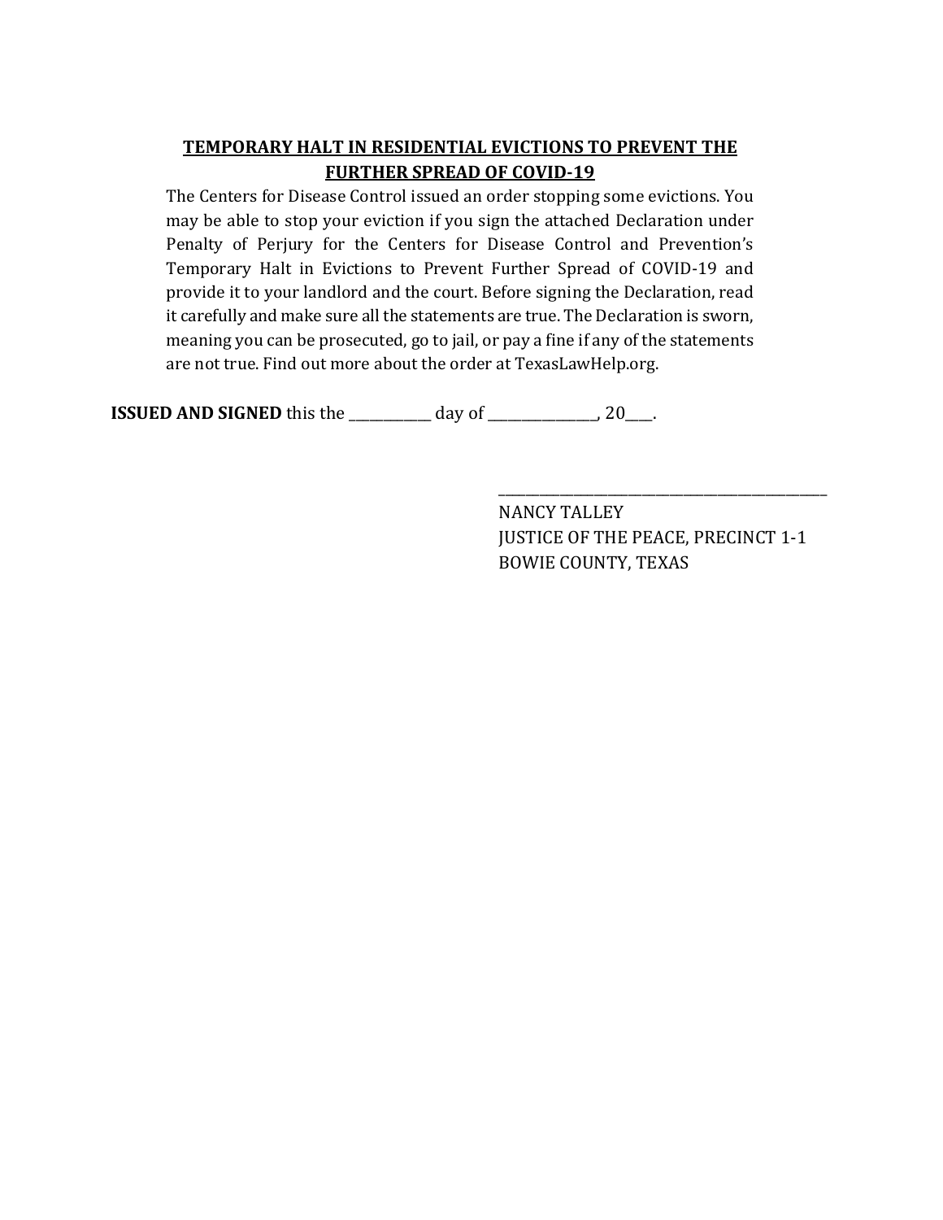**TEMPORARY HALT IN RESIDENTIAL EVICTIONS TO PREVENT THE FURTHER SPREAD OF COVID-19**

The Centers for Disease Control issued an order stopping some evictions. You may be able to stop your eviction if you sign the attached Declaration under Penalty of Perjury for the Centers for Disease Control and Prevention's Temporary Halt in Evictions to Prevent Further Spread of COVID-19 and provide it to your landlord and the court. Before signing the Declaration, read it carefully and make sure all the statements are true. The Declaration is sworn, meaning you can be prosecuted, go to jail, or pay a fine if any of the statements are not true. Find out more about the order at TexasLawHelp.org.

**ISSUED AND SIGNED** this the ____________ day of ________________, 20____.

______________________________________________

NANCY TALLEY
JUSTICE OF THE PEACE, PRECINCT 1-1
BOWIE COUNTY, TEXAS